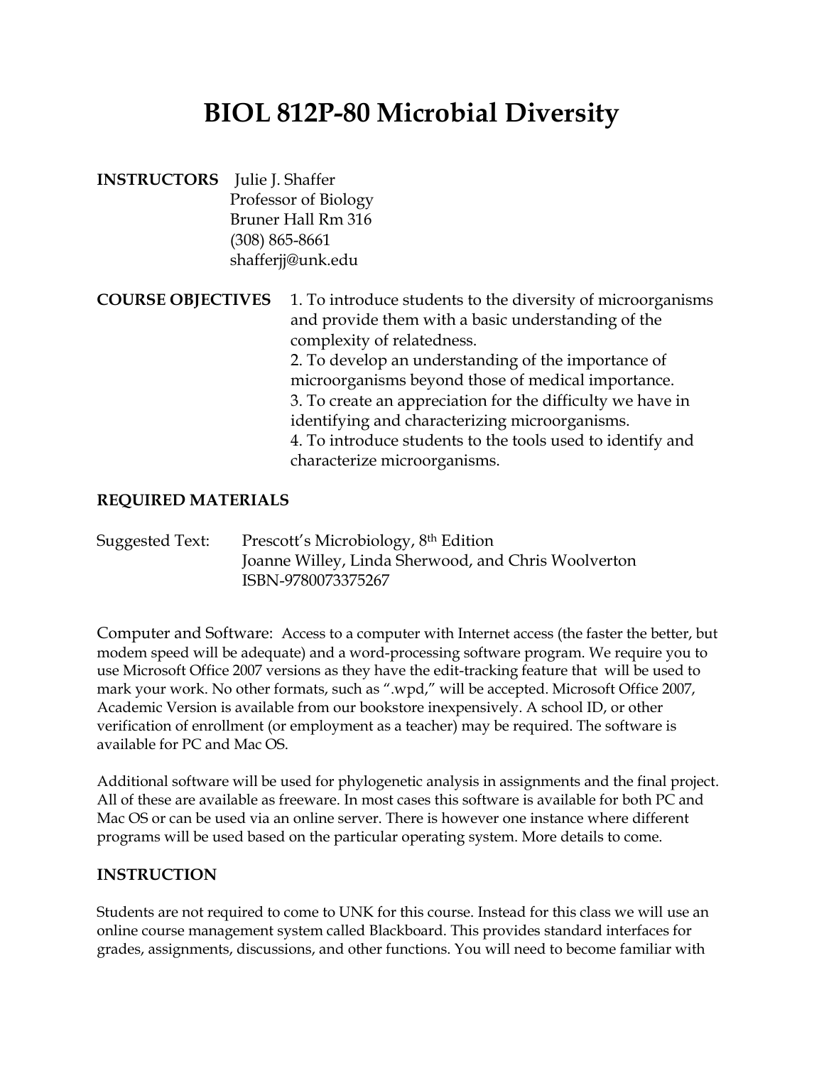# BIOL 812P-80 Microbial Diversity

**INSTRUCTORS** Julie J. Shaffer
Professor of Biology
Bruner Hall Rm 316
(308) 865-8661
shafferjj@unk.edu

**COURSE OBJECTIVES**
1. To introduce students to the diversity of microorganisms and provide them with a basic understanding of the complexity of relatedness.
2. To develop an understanding of the importance of microorganisms beyond those of medical importance.
3. To create an appreciation for the difficulty we have in identifying and characterizing microorganisms.
4. To introduce students to the tools used to identify and characterize microorganisms.

## REQUIRED MATERIALS

Suggested Text: Prescott's Microbiology, 8th Edition
Joanne Willey, Linda Sherwood, and Chris Woolverton
ISBN-9780073375267

Computer and Software: Access to a computer with Internet access (the faster the better, but modem speed will be adequate) and a word-processing software program. We require you to use Microsoft Office 2007 versions as they have the edit-tracking feature that will be used to mark your work. No other formats, such as ".wpd," will be accepted. Microsoft Office 2007, Academic Version is available from our bookstore inexpensively. A school ID, or other verification of enrollment (or employment as a teacher) may be required. The software is available for PC and Mac OS.

Additional software will be used for phylogenetic analysis in assignments and the final project. All of these are available as freeware. In most cases this software is available for both PC and Mac OS or can be used via an online server. There is however one instance where different programs will be used based on the particular operating system. More details to come.

## INSTRUCTION

Students are not required to come to UNK for this course. Instead for this class we will use an online course management system called Blackboard. This provides standard interfaces for grades, assignments, discussions, and other functions. You will need to become familiar with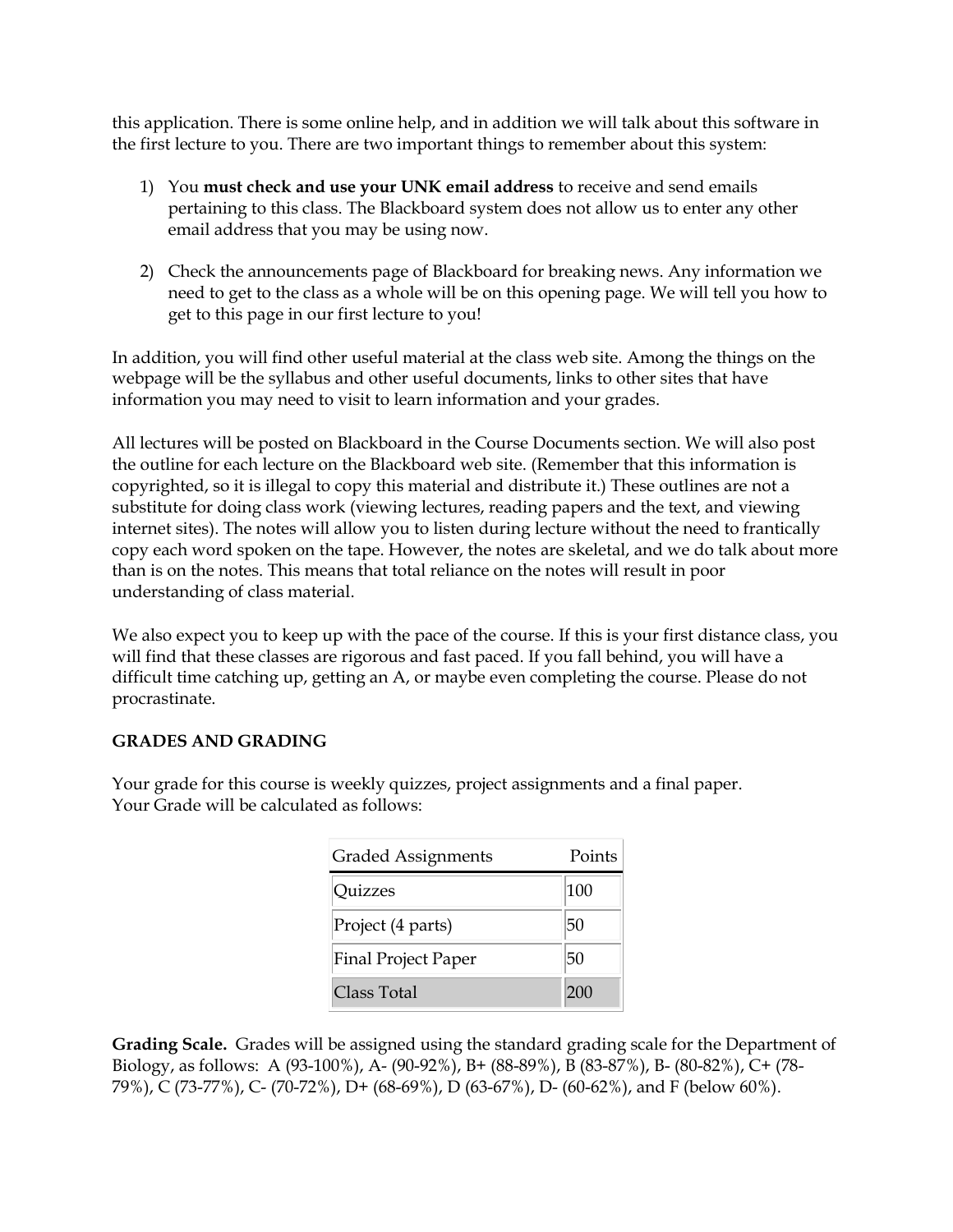this application. There is some online help, and in addition we will talk about this software in the first lecture to you. There are two important things to remember about this system:

1) You **must check and use your UNK email address** to receive and send emails pertaining to this class. The Blackboard system does not allow us to enter any other email address that you may be using now.

2) Check the announcements page of Blackboard for breaking news. Any information we need to get to the class as a whole will be on this opening page. We will tell you how to get to this page in our first lecture to you!

In addition, you will find other useful material at the class web site. Among the things on the webpage will be the syllabus and other useful documents, links to other sites that have information you may need to visit to learn information and your grades.

All lectures will be posted on Blackboard in the Course Documents section. We will also post the outline for each lecture on the Blackboard web site. (Remember that this information is copyrighted, so it is illegal to copy this material and distribute it.) These outlines are not a substitute for doing class work (viewing lectures, reading papers and the text, and viewing internet sites). The notes will allow you to listen during lecture without the need to frantically copy each word spoken on the tape. However, the notes are skeletal, and we do talk about more than is on the notes. This means that total reliance on the notes will result in poor understanding of class material.

We also expect you to keep up with the pace of the course. If this is your first distance class, you will find that these classes are rigorous and fast paced. If you fall behind, you will have a difficult time catching up, getting an A, or maybe even completing the course. Please do not procrastinate.

**GRADES AND GRADING**

Your grade for this course is weekly quizzes, project assignments and a final paper.
Your Grade will be calculated as follows:

| Graded Assignments | Points |
|---|---|
| Quizzes | 100 |
| Project (4 parts) | 50 |
| Final Project Paper | 50 |
| Class Total | 200 |

**Grading Scale.** Grades will be assigned using the standard grading scale for the Department of Biology, as follows: A (93-100%), A- (90-92%), B+ (88-89%), B (83-87%), B- (80-82%), C+ (78-79%), C (73-77%), C- (70-72%), D+ (68-69%), D (63-67%), D- (60-62%), and F (below 60%).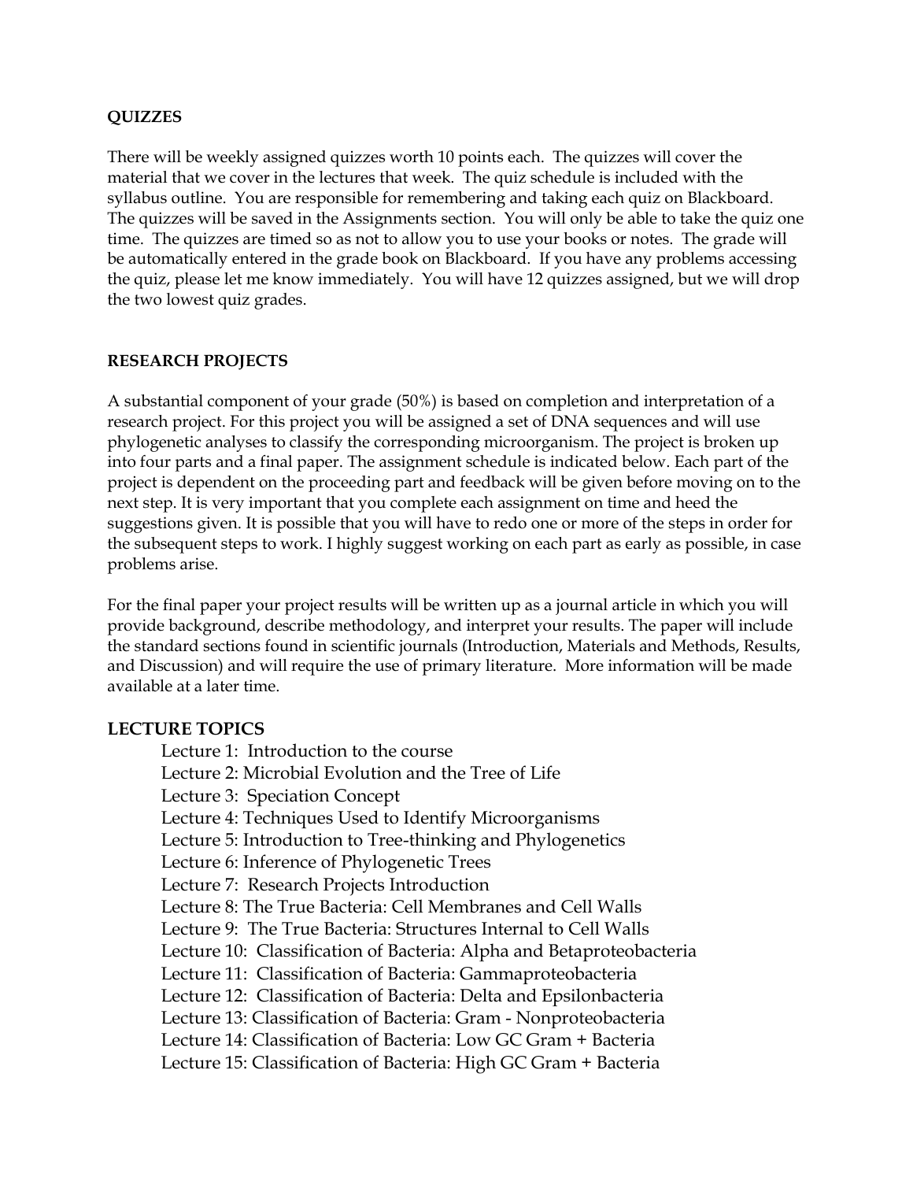**QUIZZES**

There will be weekly assigned quizzes worth 10 points each. The quizzes will cover the material that we cover in the lectures that week. The quiz schedule is included with the syllabus outline. You are responsible for remembering and taking each quiz on Blackboard. The quizzes will be saved in the Assignments section. You will only be able to take the quiz one time. The quizzes are timed so as not to allow you to use your books or notes. The grade will be automatically entered in the grade book on Blackboard. If you have any problems accessing the quiz, please let me know immediately. You will have 12 quizzes assigned, but we will drop the two lowest quiz grades.

**RESEARCH PROJECTS**

A substantial component of your grade (50%) is based on completion and interpretation of a research project. For this project you will be assigned a set of DNA sequences and will use phylogenetic analyses to classify the corresponding microorganism. The project is broken up into four parts and a final paper. The assignment schedule is indicated below. Each part of the project is dependent on the proceeding part and feedback will be given before moving on to the next step. It is very important that you complete each assignment on time and heed the suggestions given. It is possible that you will have to redo one or more of the steps in order for the subsequent steps to work. I highly suggest working on each part as early as possible, in case problems arise.

For the final paper your project results will be written up as a journal article in which you will provide background, describe methodology, and interpret your results. The paper will include the standard sections found in scientific journals (Introduction, Materials and Methods, Results, and Discussion) and will require the use of primary literature. More information will be made available at a later time.

**LECTURE TOPICS**

- Lecture 1: Introduction to the course
- Lecture 2: Microbial Evolution and the Tree of Life
- Lecture 3: Speciation Concept
- Lecture 4: Techniques Used to Identify Microorganisms
- Lecture 5: Introduction to Tree-thinking and Phylogenetics
- Lecture 6: Inference of Phylogenetic Trees
- Lecture 7: Research Projects Introduction
- Lecture 8: The True Bacteria: Cell Membranes and Cell Walls
- Lecture 9: The True Bacteria: Structures Internal to Cell Walls
- Lecture 10: Classification of Bacteria: Alpha and Betaproteobacteria
- Lecture 11: Classification of Bacteria: Gammaproteobacteria
- Lecture 12: Classification of Bacteria: Delta and Epsilonbacteria
- Lecture 13: Classification of Bacteria: Gram - Nonproteobacteria
- Lecture 14: Classification of Bacteria: Low GC Gram + Bacteria
- Lecture 15: Classification of Bacteria: High GC Gram + Bacteria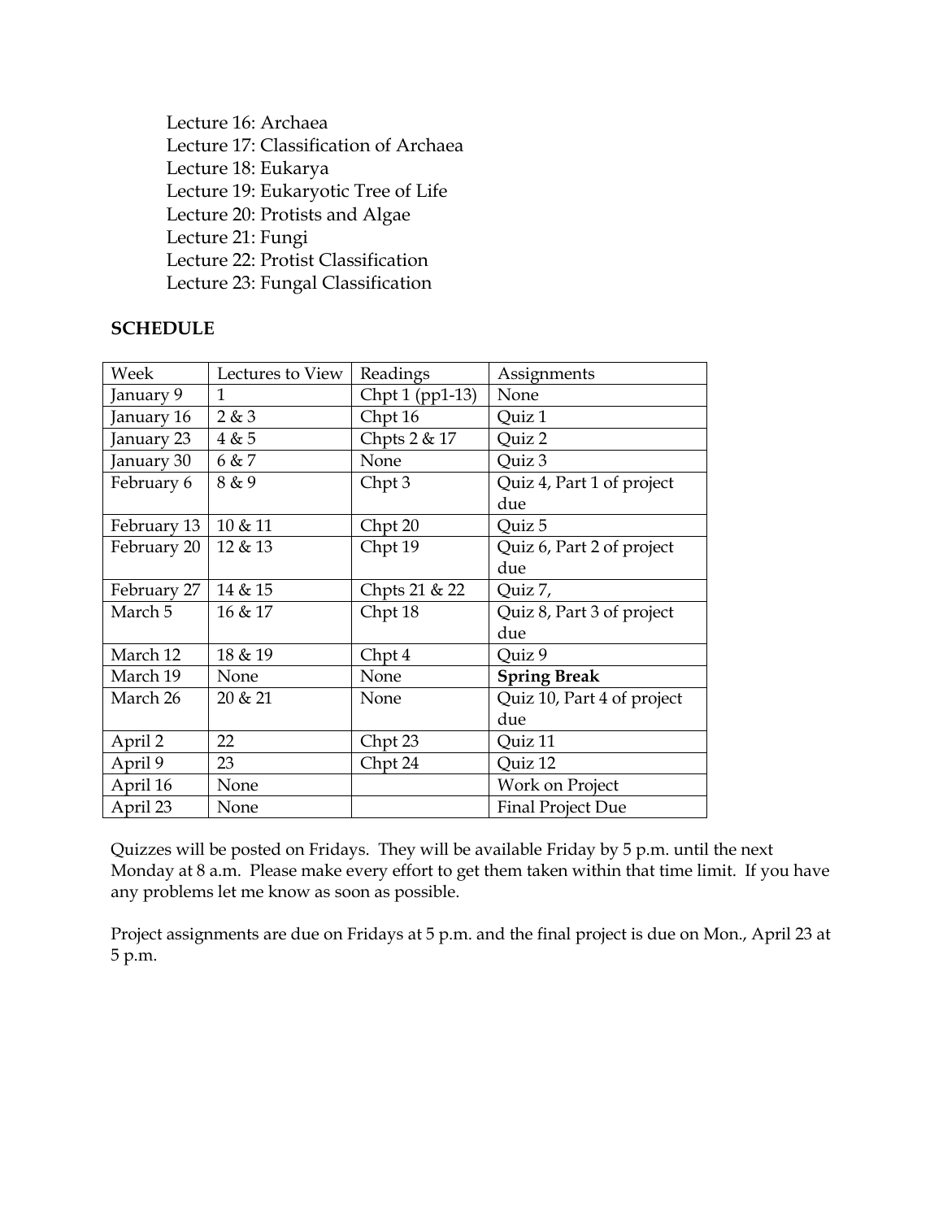Lecture 16: Archaea
Lecture 17: Classification of Archaea
Lecture 18: Eukarya
Lecture 19: Eukaryotic Tree of Life
Lecture 20: Protists and Algae
Lecture 21: Fungi
Lecture 22: Protist Classification
Lecture 23: Fungal Classification

**SCHEDULE**

| Week | Lectures to View | Readings | Assignments |
|---|---|---|---|
| January 9 | 1 | Chpt 1 (pp1-13) | None |
| January 16 | 2 & 3 | Chpt 16 | Quiz 1 |
| January 23 | 4 & 5 | Chpts 2 & 17 | Quiz 2 |
| January 30 | 6 & 7 | None | Quiz 3 |
| February 6 | 8 & 9 | Chpt 3 | Quiz 4, Part 1 of project due |
| February 13 | 10 & 11 | Chpt 20 | Quiz 5 |
| February 20 | 12 & 13 | Chpt 19 | Quiz 6, Part 2 of project due |
| February 27 | 14 & 15 | Chpts 21 & 22 | Quiz 7, |
| March 5 | 16 & 17 | Chpt 18 | Quiz 8, Part 3 of project due |
| March 12 | 18 & 19 | Chpt 4 | Quiz 9 |
| March 19 | None | None | **Spring Break** |
| March 26 | 20 & 21 | None | Quiz 10, Part 4 of project due |
| April 2 | 22 | Chpt 23 | Quiz 11 |
| April 9 | 23 | Chpt 24 | Quiz 12 |
| April 16 | None | | Work on Project |
| April 23 | None | | Final Project Due |

Quizzes will be posted on Fridays. They will be available Friday by 5 p.m. until the next Monday at 8 a.m. Please make every effort to get them taken within that time limit. If you have any problems let me know as soon as possible.

Project assignments are due on Fridays at 5 p.m. and the final project is due on Mon., April 23 at 5 p.m.